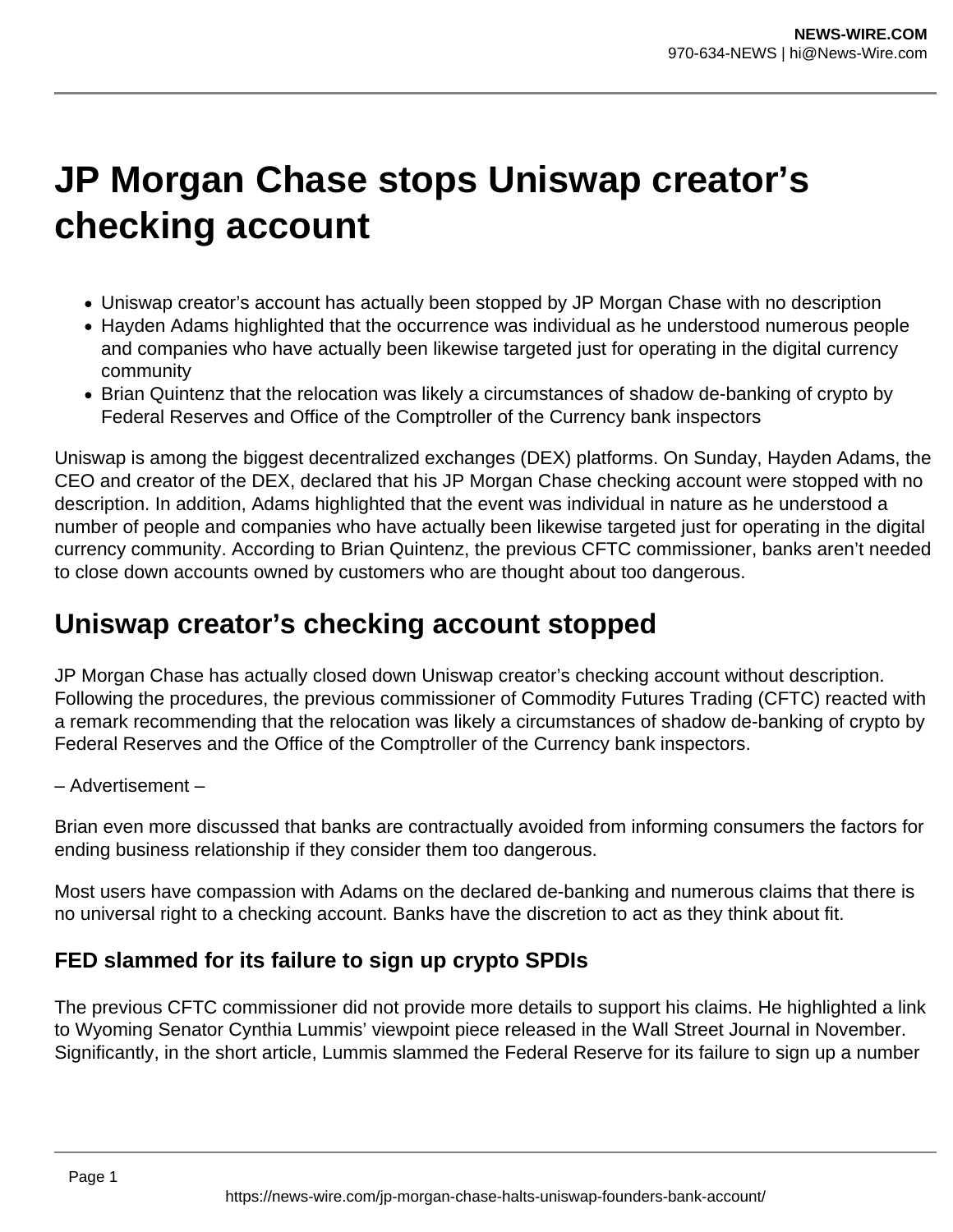# JP Morgan Chase stops Uniswap creator's checking account

- Uniswap creator's account has actually been stopped by JP Morgan Chase with no description
- Hayden Adams highlighted that the occurrence was individual as he understood numerous people and companies who have actually been likewise targeted just for operating in the digital currency community
- Brian Quintenz that the relocation was likely a circumstances of shadow de-banking of crypto by Federal Reserves and Office of the Comptroller of the Currency bank inspectors

Uniswap is among the biggest decentralized exchanges (DEX) platforms. On Sunday, Hayden Adams, the CEO and creator of the DEX, declared that his JP Morgan Chase checking account were stopped with no description. In addition, Adams highlighted that the event was individual in nature as he understood a number of people and companies who have actually been likewise targeted just for operating in the digital currency community. According to Brian Quintenz, the previous CFTC commissioner, banks aren't needed to close down accounts owned by customers who are thought about too dangerous.

## Uniswap creator's checking account stopped

JP Morgan Chase has actually closed down Uniswap creator's checking account without description. Following the procedures, the previous commissioner of Commodity Futures Trading (CFTC) reacted with a remark recommending that the relocation was likely a circumstances of shadow de-banking of crypto by Federal Reserves and the Office of the Comptroller of the Currency bank inspectors.

– Advertisement –

Brian even more discussed that banks are contractually avoided from informing consumers the factors for ending business relationship if they consider them too dangerous.

Most users have compassion with Adams on the declared de-banking and numerous claims that there is no universal right to a checking account. Banks have the discretion to act as they think about fit.

### FED slammed for its failure to sign up crypto SPDIs

The previous CFTC commissioner did not provide more details to support his claims. He highlighted a link to Wyoming Senator Cynthia Lummis' viewpoint piece released in the Wall Street Journal in November. Significantly, in the short article, Lummis slammed the Federal Reserve for its failure to sign up a number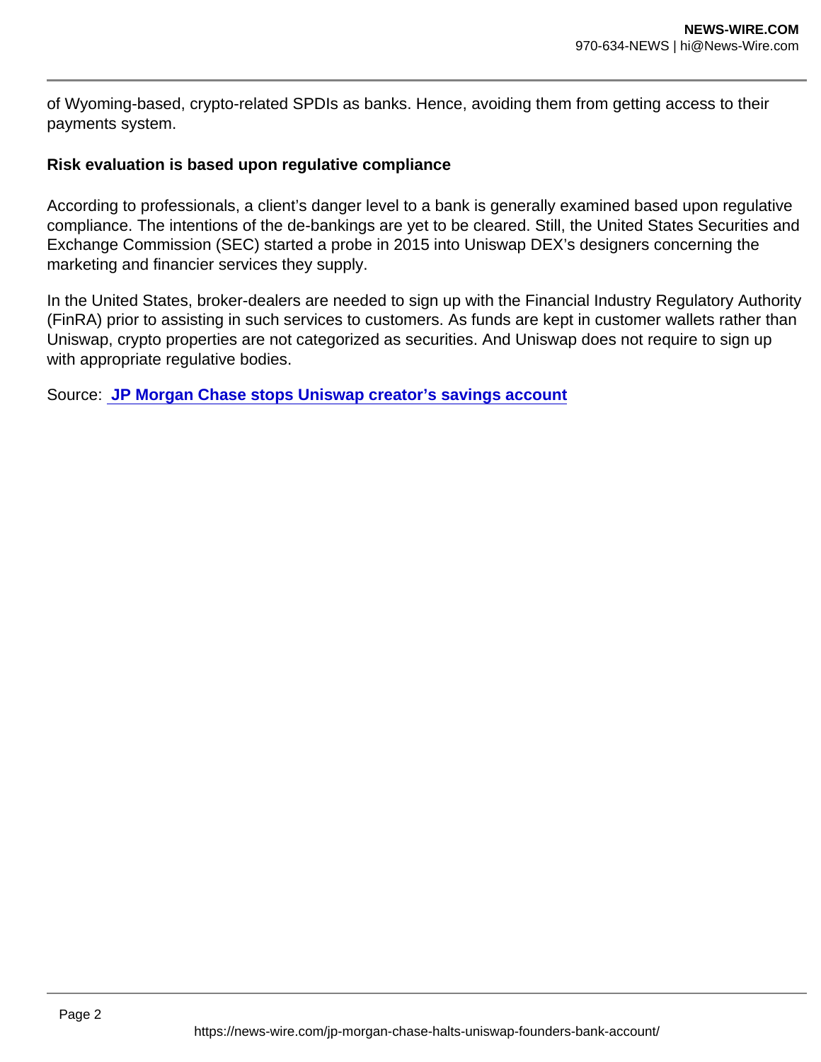of Wyoming-based, crypto-related SPDIs as banks. Hence, avoiding them from getting access to their payments system.

**Risk evaluation is based upon regulative compliance**

According to professionals, a client's danger level to a bank is generally examined based upon regulative compliance. The intentions of the de-bankings are yet to be cleared. Still, the United States Securities and Exchange Commission (SEC) started a probe in 2015 into Uniswap DEX's designers concerning the marketing and financier services they supply.

In the United States, broker-dealers are needed to sign up with the Financial Industry Regulatory Authority (FinRA) prior to assisting in such services to customers. As funds are kept in customer wallets rather than Uniswap, crypto properties are not categorized as securities. And Uniswap does not require to sign up with appropriate regulative bodies.

Source: **JP Morgan Chase stops Uniswap creator's savings account**